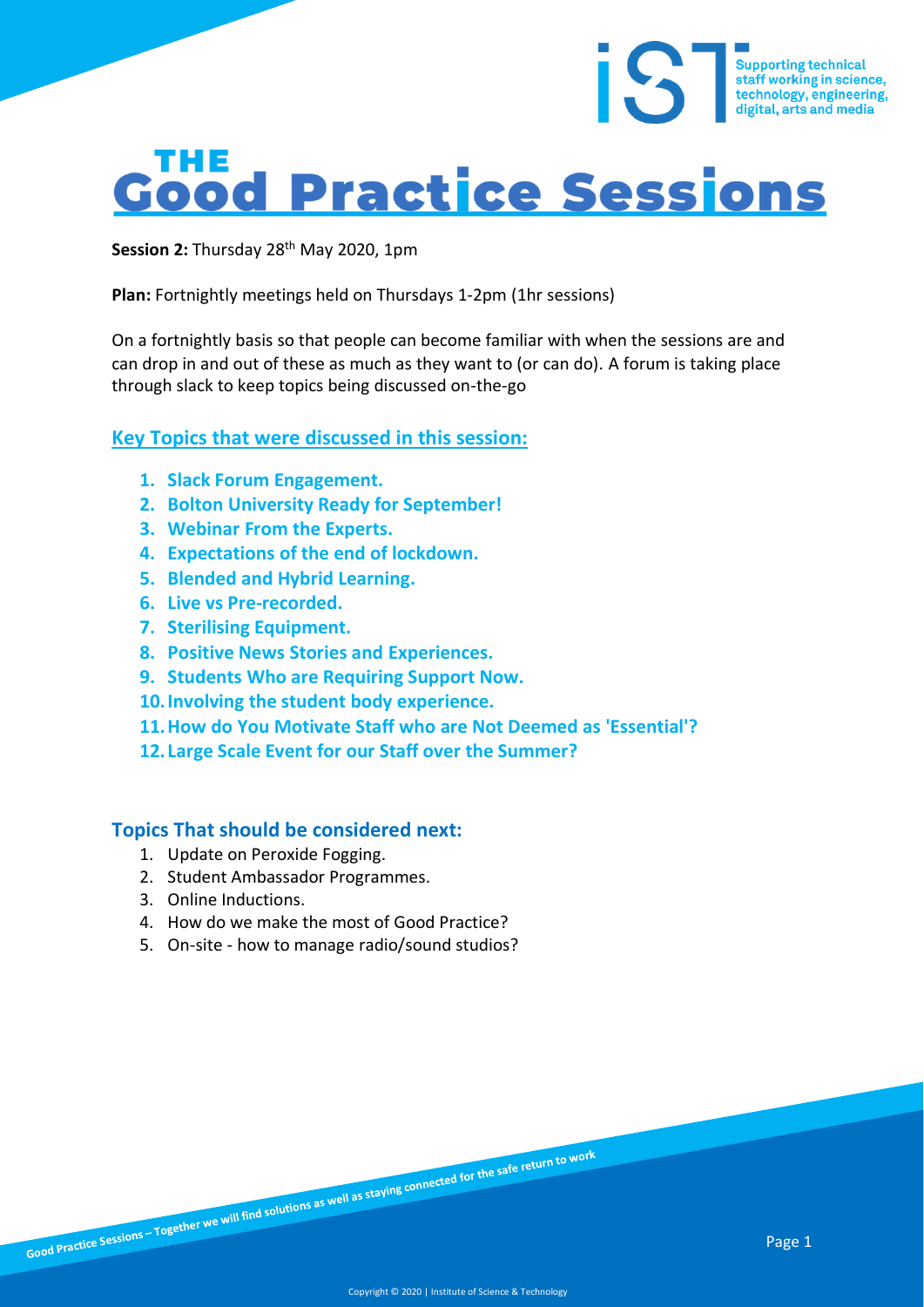# THE Good Practice Sessions

**Session 2:** Thursday 28th May 2020, 1pm

**Plan:** Fortnightly meetings held on Thursdays 1-2pm (1hr sessions)

On a fortnightly basis so that people can become familiar with when the sessions are and can drop in and out of these as much as they want to (or can do). A forum is taking place through slack to keep topics being discussed on-the-go

## Key Topics that were discussed in this session:

1. **Slack Forum Engagement.**
2. **Bolton University Ready for September!**
3. **Webinar From the Experts.**
4. **Expectations of the end of lockdown.**
5. **Blended and Hybrid Learning.**
6. **Live vs Pre-recorded.**
7. **Sterilising Equipment.**
8. **Positive News Stories and Experiences.**
9. **Students Who are Requiring Support Now.**
10. **Involving the student body experience.**
11. **How do You Motivate Staff who are Not Deemed as 'Essential'?**
12. **Large Scale Event for our Staff over the Summer?**

## Topics That should be considered next:

1. Update on Peroxide Fogging.
2. Student Ambassador Programmes.
3. Online Inductions.
4. How do we make the most of Good Practice?
5. On-site - how to manage radio/sound studios?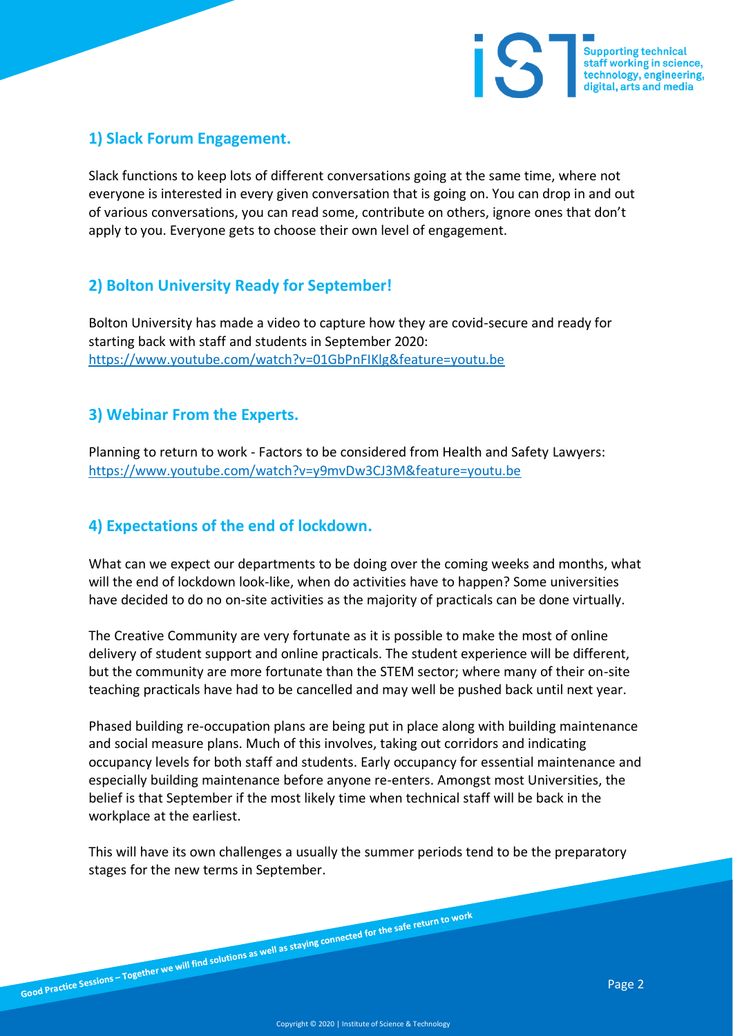## 1) Slack Forum Engagement.

Slack functions to keep lots of different conversations going at the same time, where not everyone is interested in every given conversation that is going on. You can drop in and out of various conversations, you can read some, contribute on others, ignore ones that don't apply to you. Everyone gets to choose their own level of engagement.

## 2) Bolton University Ready for September!

Bolton University has made a video to capture how they are covid-secure and ready for starting back with staff and students in September 2020:
https://www.youtube.com/watch?v=01GbPnFIKlg&feature=youtu.be

## 3) Webinar From the Experts.

Planning to return to work - Factors to be considered from Health and Safety Lawyers:
https://www.youtube.com/watch?v=y9mvDw3CJ3M&feature=youtu.be

## 4) Expectations of the end of lockdown.

What can we expect our departments to be doing over the coming weeks and months, what will the end of lockdown look-like, when do activities have to happen? Some universities have decided to do no on-site activities as the majority of practicals can be done virtually.

The Creative Community are very fortunate as it is possible to make the most of online delivery of student support and online practicals. The student experience will be different, but the community are more fortunate than the STEM sector; where many of their on-site teaching practicals have had to be cancelled and may well be pushed back until next year.

Phased building re-occupation plans are being put in place along with building maintenance and social measure plans. Much of this involves, taking out corridors and indicating occupancy levels for both staff and students. Early occupancy for essential maintenance and especially building maintenance before anyone re-enters. Amongst most Universities, the belief is that September if the most likely time when technical staff will be back in the workplace at the earliest.

This will have its own challenges a usually the summer periods tend to be the preparatory stages for the new terms in September.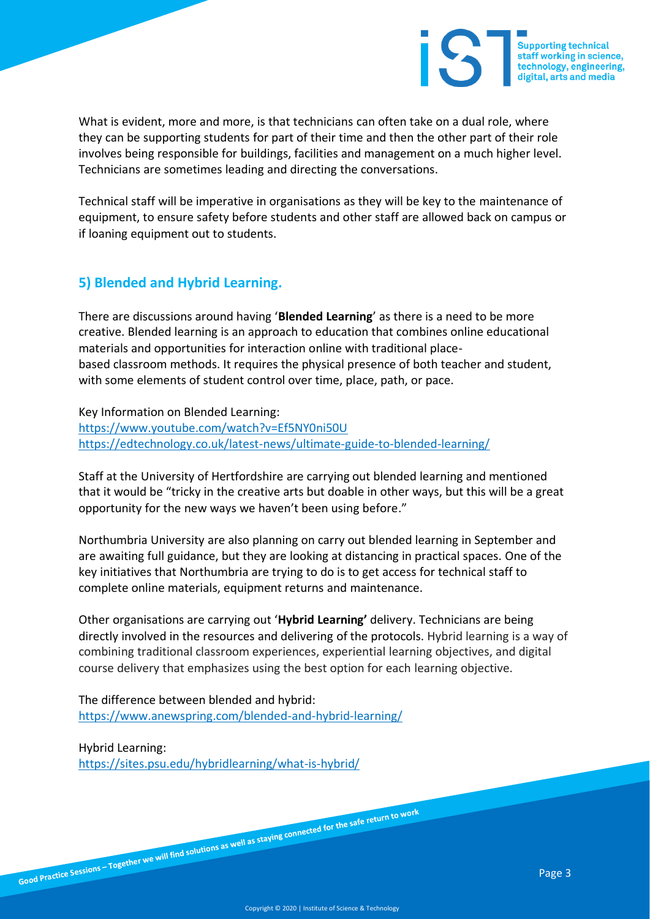What is evident, more and more, is that technicians can often take on a dual role, where they can be supporting students for part of their time and then the other part of their role involves being responsible for buildings, facilities and management on a much higher level. Technicians are sometimes leading and directing the conversations.

Technical staff will be imperative in organisations as they will be key to the maintenance of equipment, to ensure safety before students and other staff are allowed back on campus or if loaning equipment out to students.

## 5) Blended and Hybrid Learning.

There are discussions around having '**Blended Learning**' as there is a need to be more creative. Blended learning is an approach to education that combines online educational materials and opportunities for interaction online with traditional place-based classroom methods. It requires the physical presence of both teacher and student, with some elements of student control over time, place, path, or pace.

Key Information on Blended Learning:
https://www.youtube.com/watch?v=Ef5NY0ni50U
https://edtechnology.co.uk/latest-news/ultimate-guide-to-blended-learning/

Staff at the University of Hertfordshire are carrying out blended learning and mentioned that it would be "tricky in the creative arts but doable in other ways, but this will be a great opportunity for the new ways we haven't been using before."

Northumbria University are also planning on carry out blended learning in September and are awaiting full guidance, but they are looking at distancing in practical spaces. One of the key initiatives that Northumbria are trying to do is to get access for technical staff to complete online materials, equipment returns and maintenance.

Other organisations are carrying out '**Hybrid Learning'** delivery. Technicians are being directly involved in the resources and delivering of the protocols. Hybrid learning is a way of combining traditional classroom experiences, experiential learning objectives, and digital course delivery that emphasizes using the best option for each learning objective.

The difference between blended and hybrid:
https://www.anewspring.com/blended-and-hybrid-learning/

Hybrid Learning:
https://sites.psu.edu/hybridlearning/what-is-hybrid/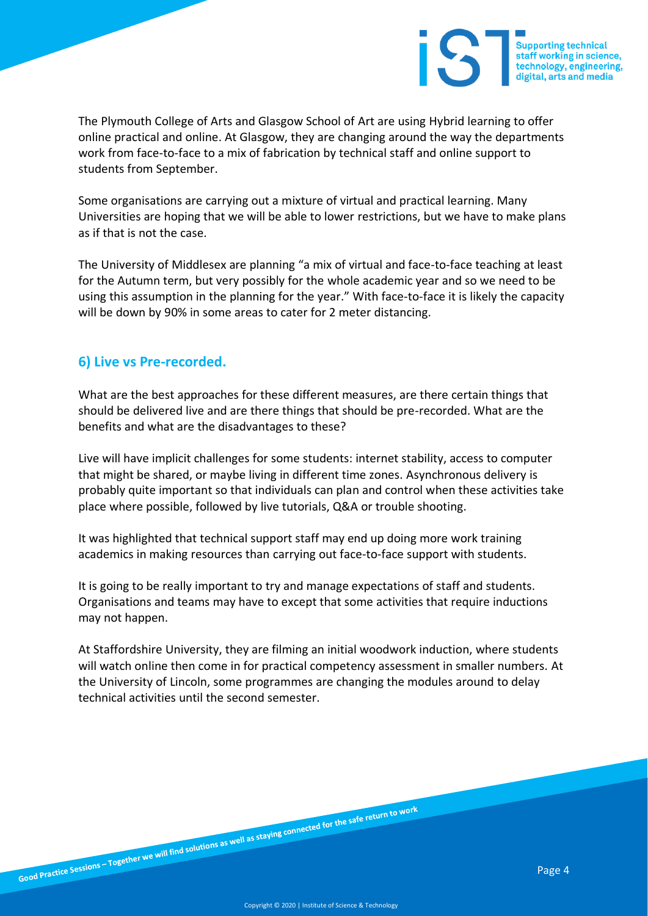The Plymouth College of Arts and Glasgow School of Art are using Hybrid learning to offer online practical and online. At Glasgow, they are changing around the way the departments work from face-to-face to a mix of fabrication by technical staff and online support to students from September.

Some organisations are carrying out a mixture of virtual and practical learning. Many Universities are hoping that we will be able to lower restrictions, but we have to make plans as if that is not the case.

The University of Middlesex are planning "a mix of virtual and face-to-face teaching at least for the Autumn term, but very possibly for the whole academic year and so we need to be using this assumption in the planning for the year." With face-to-face it is likely the capacity will be down by 90% in some areas to cater for 2 meter distancing.

## 6) Live vs Pre-recorded.

What are the best approaches for these different measures, are there certain things that should be delivered live and are there things that should be pre-recorded. What are the benefits and what are the disadvantages to these?

Live will have implicit challenges for some students: internet stability, access to computer that might be shared, or maybe living in different time zones. Asynchronous delivery is probably quite important so that individuals can plan and control when these activities take place where possible, followed by live tutorials, Q&A or trouble shooting.

It was highlighted that technical support staff may end up doing more work training academics in making resources than carrying out face-to-face support with students.

It is going to be really important to try and manage expectations of staff and students. Organisations and teams may have to except that some activities that require inductions may not happen.

At Staffordshire University, they are filming an initial woodwork induction, where students will watch online then come in for practical competency assessment in smaller numbers. At the University of Lincoln, some programmes are changing the modules around to delay technical activities until the second semester.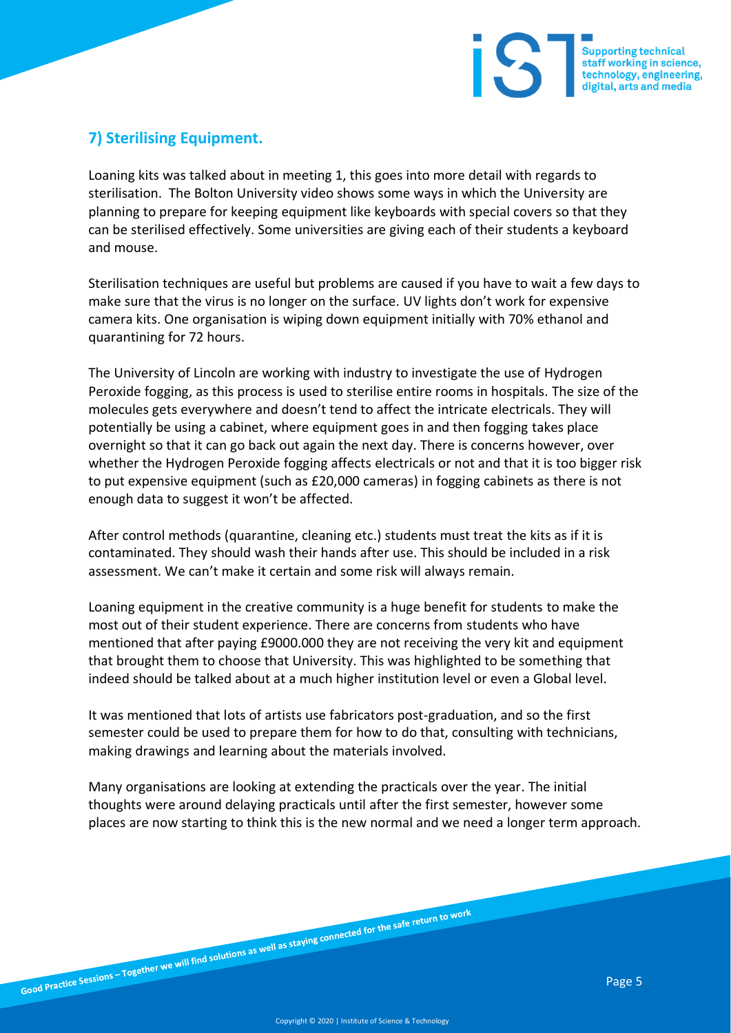## 7) Sterilising Equipment.

Loaning kits was talked about in meeting 1, this goes into more detail with regards to sterilisation. The Bolton University video shows some ways in which the University are planning to prepare for keeping equipment like keyboards with special covers so that they can be sterilised effectively. Some universities are giving each of their students a keyboard and mouse.

Sterilisation techniques are useful but problems are caused if you have to wait a few days to make sure that the virus is no longer on the surface. UV lights don't work for expensive camera kits. One organisation is wiping down equipment initially with 70% ethanol and quarantining for 72 hours.

The University of Lincoln are working with industry to investigate the use of Hydrogen Peroxide fogging, as this process is used to sterilise entire rooms in hospitals. The size of the molecules gets everywhere and doesn't tend to affect the intricate electricals. They will potentially be using a cabinet, where equipment goes in and then fogging takes place overnight so that it can go back out again the next day. There is concerns however, over whether the Hydrogen Peroxide fogging affects electricals or not and that it is too bigger risk to put expensive equipment (such as £20,000 cameras) in fogging cabinets as there is not enough data to suggest it won't be affected.

After control methods (quarantine, cleaning etc.) students must treat the kits as if it is contaminated. They should wash their hands after use. This should be included in a risk assessment. We can't make it certain and some risk will always remain.

Loaning equipment in the creative community is a huge benefit for students to make the most out of their student experience. There are concerns from students who have mentioned that after paying £9000.000 they are not receiving the very kit and equipment that brought them to choose that University. This was highlighted to be something that indeed should be talked about at a much higher institution level or even a Global level.

It was mentioned that lots of artists use fabricators post-graduation, and so the first semester could be used to prepare them for how to do that, consulting with technicians, making drawings and learning about the materials involved.

Many organisations are looking at extending the practicals over the year. The initial thoughts were around delaying practicals until after the first semester, however some places are now starting to think this is the new normal and we need a longer term approach.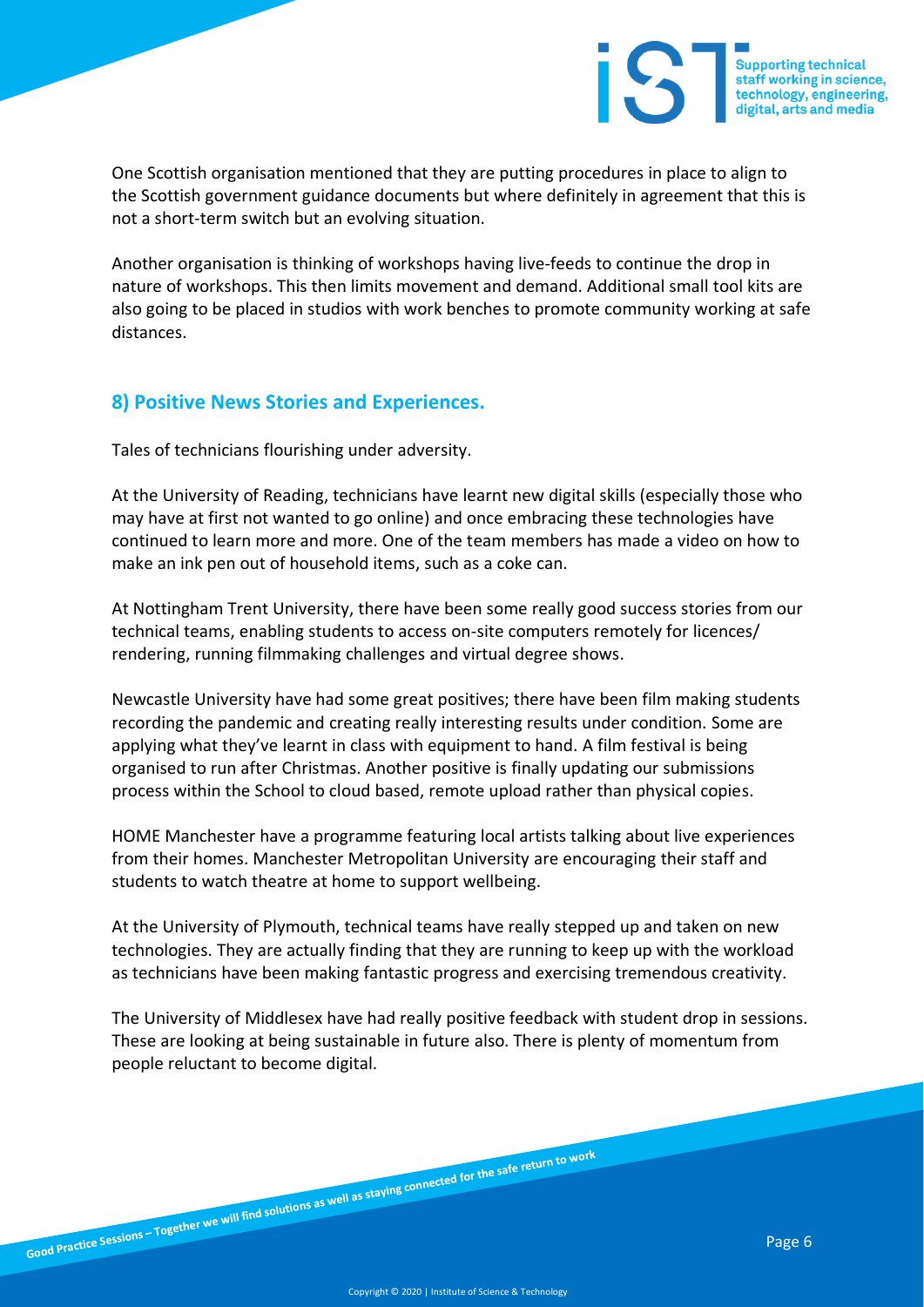One Scottish organisation mentioned that they are putting procedures in place to align to the Scottish government guidance documents but where definitely in agreement that this is not a short-term switch but an evolving situation.

Another organisation is thinking of workshops having live-feeds to continue the drop in nature of workshops. This then limits movement and demand. Additional small tool kits are also going to be placed in studios with work benches to promote community working at safe distances.

## 8) Positive News Stories and Experiences.

Tales of technicians flourishing under adversity.

At the University of Reading, technicians have learnt new digital skills (especially those who may have at first not wanted to go online) and once embracing these technologies have continued to learn more and more. One of the team members has made a video on how to make an ink pen out of household items, such as a coke can.

At Nottingham Trent University, there have been some really good success stories from our technical teams, enabling students to access on-site computers remotely for licences/ rendering, running filmmaking challenges and virtual degree shows.

Newcastle University have had some great positives; there have been film making students recording the pandemic and creating really interesting results under condition. Some are applying what they've learnt in class with equipment to hand. A film festival is being organised to run after Christmas. Another positive is finally updating our submissions process within the School to cloud based, remote upload rather than physical copies.

HOME Manchester have a programme featuring local artists talking about live experiences from their homes. Manchester Metropolitan University are encouraging their staff and students to watch theatre at home to support wellbeing.

At the University of Plymouth, technical teams have really stepped up and taken on new technologies. They are actually finding that they are running to keep up with the workload as technicians have been making fantastic progress and exercising tremendous creativity.

The University of Middlesex have had really positive feedback with student drop in sessions. These are looking at being sustainable in future also. There is plenty of momentum from people reluctant to become digital.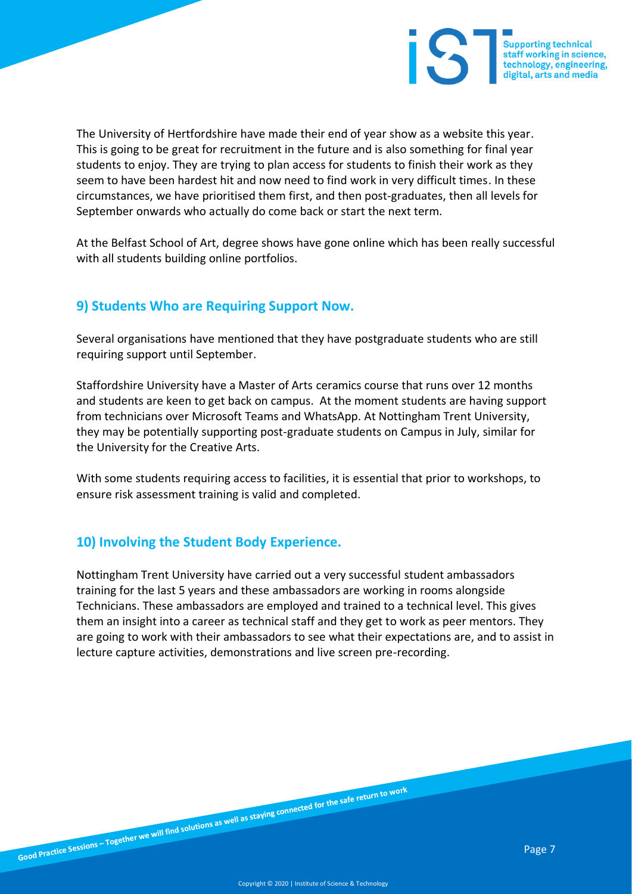The University of Hertfordshire have made their end of year show as a website this year. This is going to be great for recruitment in the future and is also something for final year students to enjoy. They are trying to plan access for students to finish their work as they seem to have been hardest hit and now need to find work in very difficult times. In these circumstances, we have prioritised them first, and then post-graduates, then all levels for September onwards who actually do come back or start the next term.

At the Belfast School of Art, degree shows have gone online which has been really successful with all students building online portfolios.

## 9) Students Who are Requiring Support Now.

Several organisations have mentioned that they have postgraduate students who are still requiring support until September.

Staffordshire University have a Master of Arts ceramics course that runs over 12 months and students are keen to get back on campus. At the moment students are having support from technicians over Microsoft Teams and WhatsApp. At Nottingham Trent University, they may be potentially supporting post-graduate students on Campus in July, similar for the University for the Creative Arts.

With some students requiring access to facilities, it is essential that prior to workshops, to ensure risk assessment training is valid and completed.

## 10) Involving the Student Body Experience.

Nottingham Trent University have carried out a very successful student ambassadors training for the last 5 years and these ambassadors are working in rooms alongside Technicians. These ambassadors are employed and trained to a technical level. This gives them an insight into a career as technical staff and they get to work as peer mentors. They are going to work with their ambassadors to see what their expectations are, and to assist in lecture capture activities, demonstrations and live screen pre-recording.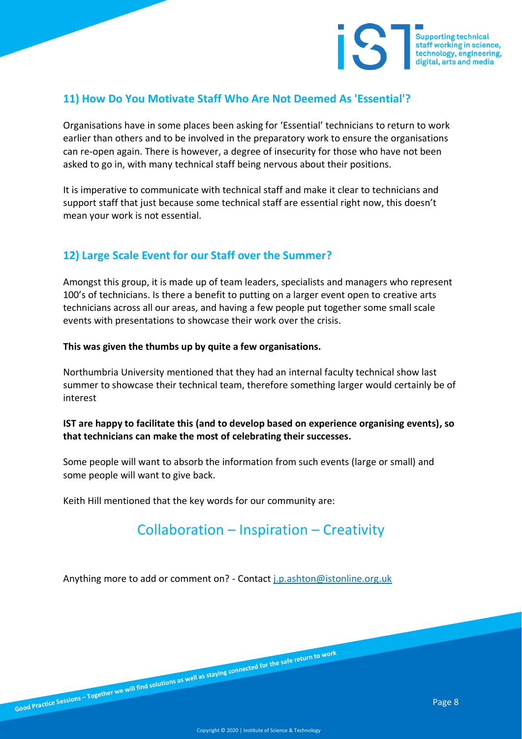## 11) How Do You Motivate Staff Who Are Not Deemed As 'Essential'?

Organisations have in some places been asking for 'Essential' technicians to return to work earlier than others and to be involved in the preparatory work to ensure the organisations can re-open again. There is however, a degree of insecurity for those who have not been asked to go in, with many technical staff being nervous about their positions.

It is imperative to communicate with technical staff and make it clear to technicians and support staff that just because some technical staff are essential right now, this doesn't mean your work is not essential.

## 12) Large Scale Event for our Staff over the Summer?

Amongst this group, it is made up of team leaders, specialists and managers who represent 100's of technicians. Is there a benefit to putting on a larger event open to creative arts technicians across all our areas, and having a few people put together some small scale events with presentations to showcase their work over the crisis.

**This was given the thumbs up by quite a few organisations.**

Northumbria University mentioned that they had an internal faculty technical show last summer to showcase their technical team, therefore something larger would certainly be of interest

**IST are happy to facilitate this (and to develop based on experience organising events), so that technicians can make the most of celebrating their successes.**

Some people will want to absorb the information from such events (large or small) and some people will want to give back.

Keith Hill mentioned that the key words for our community are:

### Collaboration – Inspiration – Creativity

Anything more to add or comment on? - Contact j.p.ashton@istonline.org.uk